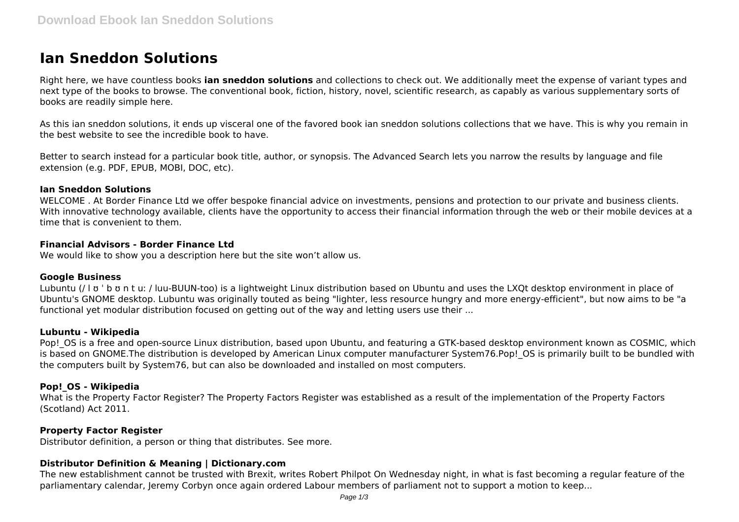# Ian Sneddon Solutions

Right here, we have countless books **ian sneddon solutions** and collections to check out. We additionally meet the expense of variant types and next type of the books to browse. The conventional book, fiction, history, novel, scientific research, as capably as various supplementary sorts of books are readily simple here.

As this ian sneddon solutions, it ends up visceral one of the favored book ian sneddon solutions collections that we have. This is why you remain in the best website to see the incredible book to have.

Better to search instead for a particular book title, author, or synopsis. The Advanced Search lets you narrow the results by language and file extension (e.g. PDF, EPUB, MOBI, DOC, etc).

### Ian Sneddon Solutions

WELCOME . At Border Finance Ltd we offer bespoke financial advice on investments, pensions and protection to our private and business clients. With innovative technology available, clients have the opportunity to access their financial information through the web or their mobile devices at a time that is convenient to them.

### Financial Advisors - Border Finance Ltd

We would like to show you a description here but the site won't allow us.

### Google Business

Lubuntu (/ l ʊ ˈ b ʊ n t uː / luu-BUUN-too) is a lightweight Linux distribution based on Ubuntu and uses the LXQt desktop environment in place of Ubuntu's GNOME desktop. Lubuntu was originally touted as being "lighter, less resource hungry and more energy-efficient", but now aims to be "a functional yet modular distribution focused on getting out of the way and letting users use their ...

### Lubuntu - Wikipedia

Pop!_OS is a free and open-source Linux distribution, based upon Ubuntu, and featuring a GTK-based desktop environment known as COSMIC, which is based on GNOME.The distribution is developed by American Linux computer manufacturer System76.Pop!_OS is primarily built to be bundled with the computers built by System76, but can also be downloaded and installed on most computers.

### Pop!_OS - Wikipedia

What is the Property Factor Register? The Property Factors Register was established as a result of the implementation of the Property Factors (Scotland) Act 2011.

### Property Factor Register

Distributor definition, a person or thing that distributes. See more.

### Distributor Definition & Meaning | Dictionary.com

The new establishment cannot be trusted with Brexit, writes Robert Philpot On Wednesday night, in what is fast becoming a regular feature of the parliamentary calendar, Jeremy Corbyn once again ordered Labour members of parliament not to support a motion to keep...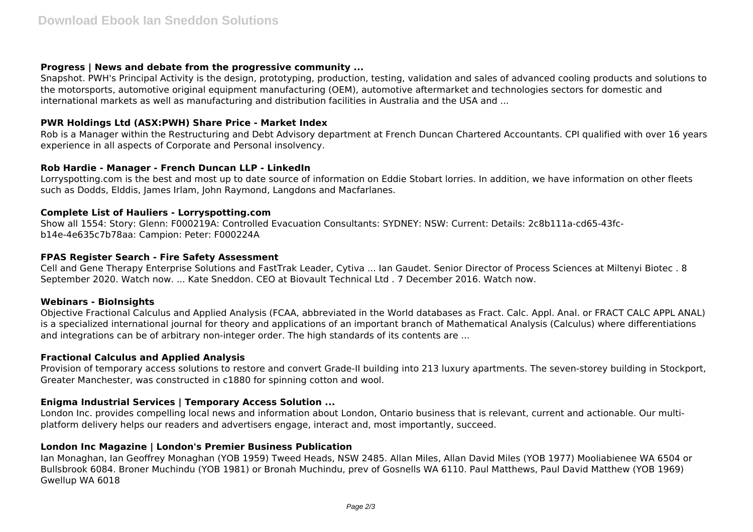### Progress | News and debate from the progressive community ...

Snapshot. PWH's Principal Activity is the design, prototyping, production, testing, validation and sales of advanced cooling products and solutions to the motorsports, automotive original equipment manufacturing (OEM), automotive aftermarket and technologies sectors for domestic and international markets as well as manufacturing and distribution facilities in Australia and the USA and ...

### PWR Holdings Ltd (ASX:PWH) Share Price - Market Index

Rob is a Manager within the Restructuring and Debt Advisory department at French Duncan Chartered Accountants. CPI qualified with over 16 years experience in all aspects of Corporate and Personal insolvency.

### Rob Hardie - Manager - French Duncan LLP - LinkedIn

Lorryspotting.com is the best and most up to date source of information on Eddie Stobart lorries. In addition, we have information on other fleets such as Dodds, Elddis, James Irlam, John Raymond, Langdons and Macfarlanes.

### Complete List of Hauliers - Lorryspotting.com

Show all 1554: Story: Glenn: F000219A: Controlled Evacuation Consultants: SYDNEY: NSW: Current: Details: 2c8b111a-cd65-43fc-b14e-4e635c7b78aa: Campion: Peter: F000224A

### FPAS Register Search - Fire Safety Assessment

Cell and Gene Therapy Enterprise Solutions and FastTrak Leader, Cytiva ... Ian Gaudet. Senior Director of Process Sciences at Miltenyi Biotec . 8 September 2020. Watch now. ... Kate Sneddon. CEO at Biovault Technical Ltd . 7 December 2016. Watch now.

### Webinars - BioInsights

Objective Fractional Calculus and Applied Analysis (FCAA, abbreviated in the World databases as Fract. Calc. Appl. Anal. or FRACT CALC APPL ANAL) is a specialized international journal for theory and applications of an important branch of Mathematical Analysis (Calculus) where differentiations and integrations can be of arbitrary non-integer order. The high standards of its contents are ...

### Fractional Calculus and Applied Analysis

Provision of temporary access solutions to restore and convert Grade-II building into 213 luxury apartments. The seven-storey building in Stockport, Greater Manchester, was constructed in c1880 for spinning cotton and wool.

### Enigma Industrial Services | Temporary Access Solution ...

London Inc. provides compelling local news and information about London, Ontario business that is relevant, current and actionable. Our multi-platform delivery helps our readers and advertisers engage, interact and, most importantly, succeed.

### London Inc Magazine | London's Premier Business Publication

Ian Monaghan, Ian Geoffrey Monaghan (YOB 1959) Tweed Heads, NSW 2485. Allan Miles, Allan David Miles (YOB 1977) Mooliabienee WA 6504 or Bullsbrook 6084. Broner Muchindu (YOB 1981) or Bronah Muchindu, prev of Gosnells WA 6110. Paul Matthews, Paul David Matthew (YOB 1969) Gwellup WA 6018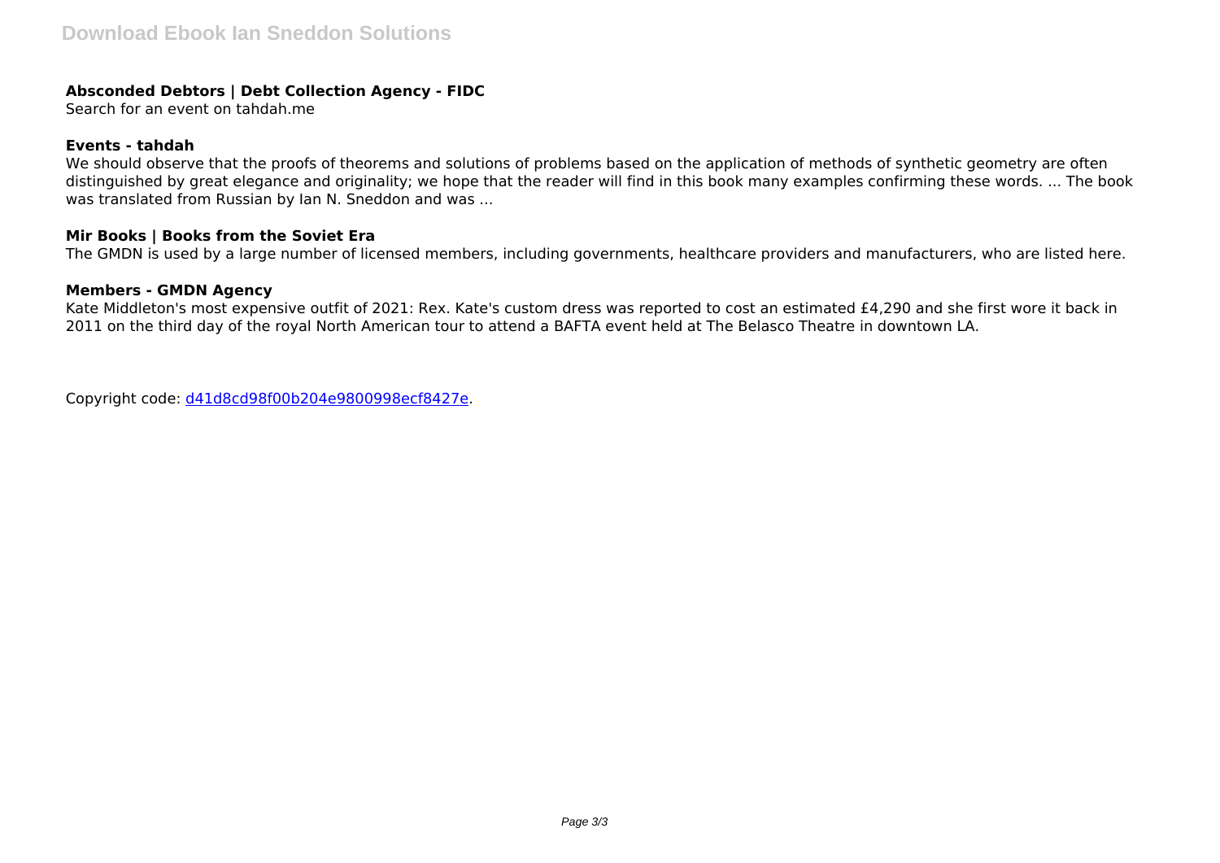**Absconded Debtors | Debt Collection Agency - FIDC**

Search for an event on tahdah.me

**Events - tahdah**

We should observe that the proofs of theorems and solutions of problems based on the application of methods of synthetic geometry are often distinguished by great elegance and originality; we hope that the reader will find in this book many examples confirming these words. ... The book was translated from Russian by Ian N. Sneddon and was ...

**Mir Books | Books from the Soviet Era**

The GMDN is used by a large number of licensed members, including governments, healthcare providers and manufacturers, who are listed here.

**Members - GMDN Agency**

Kate Middleton's most expensive outfit of 2021: Rex. Kate's custom dress was reported to cost an estimated £4,290 and she first wore it back in 2011 on the third day of the royal North American tour to attend a BAFTA event held at The Belasco Theatre in downtown LA.

Copyright code: d41d8cd98f00b204e9800998ecf8427e.